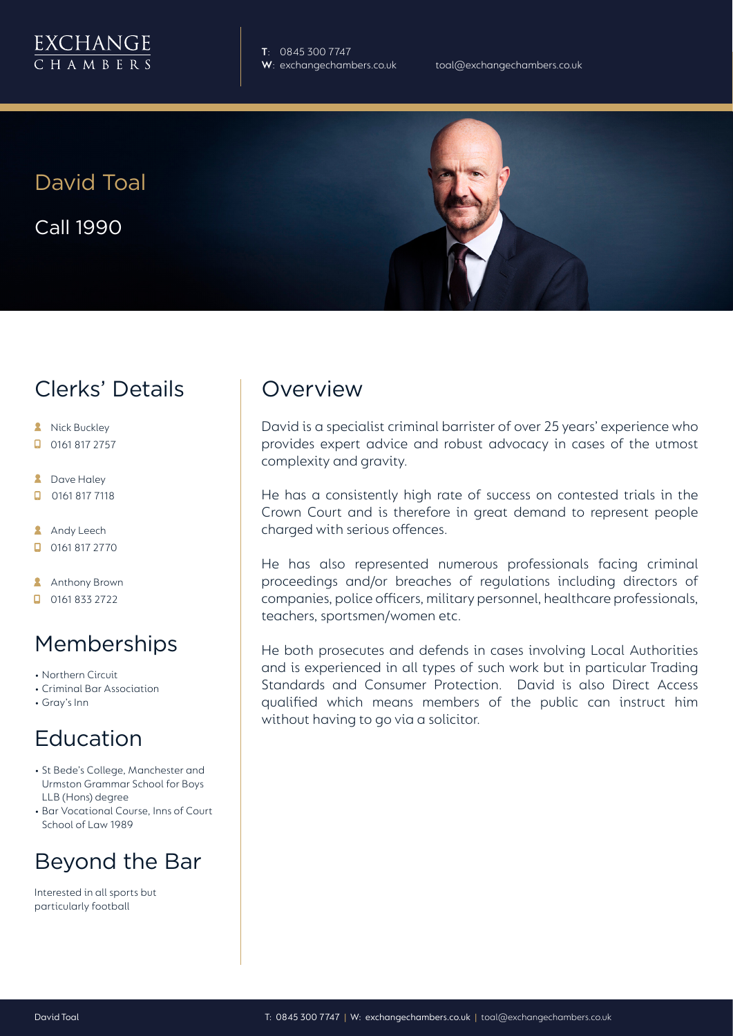EXCHANGE CHAMBERS

**T**: 0845 300 7747
**W**: exchangechambers.co.uk
toal@exchangechambers.co.uk

# David Toal

Call 1990

## Clerks' Details

- Nick Buckley
- 0161 817 2757

- Dave Haley
- 0161 817 7118

- Andy Leech
- 0161 817 2770

- Anthony Brown
- 0161 833 2722

## Memberships

- Northern Circuit
- Criminal Bar Association
- Gray's Inn

## Education

- St Bede's College, Manchester and Urmston Grammar School for Boys LLB (Hons) degree
- Bar Vocational Course, Inns of Court School of Law 1989

## Beyond the Bar

Interested in all sports but particularly football

## Overview

David is a specialist criminal barrister of over 25 years' experience who provides expert advice and robust advocacy in cases of the utmost complexity and gravity.

He has a consistently high rate of success on contested trials in the Crown Court and is therefore in great demand to represent people charged with serious offences.

He has also represented numerous professionals facing criminal proceedings and/or breaches of regulations including directors of companies, police officers, military personnel, healthcare professionals, teachers, sportsmen/women etc.

He both prosecutes and defends in cases involving Local Authorities and is experienced in all types of such work but in particular Trading Standards and Consumer Protection. David is also Direct Access qualified which means members of the public can instruct him without having to go via a solicitor.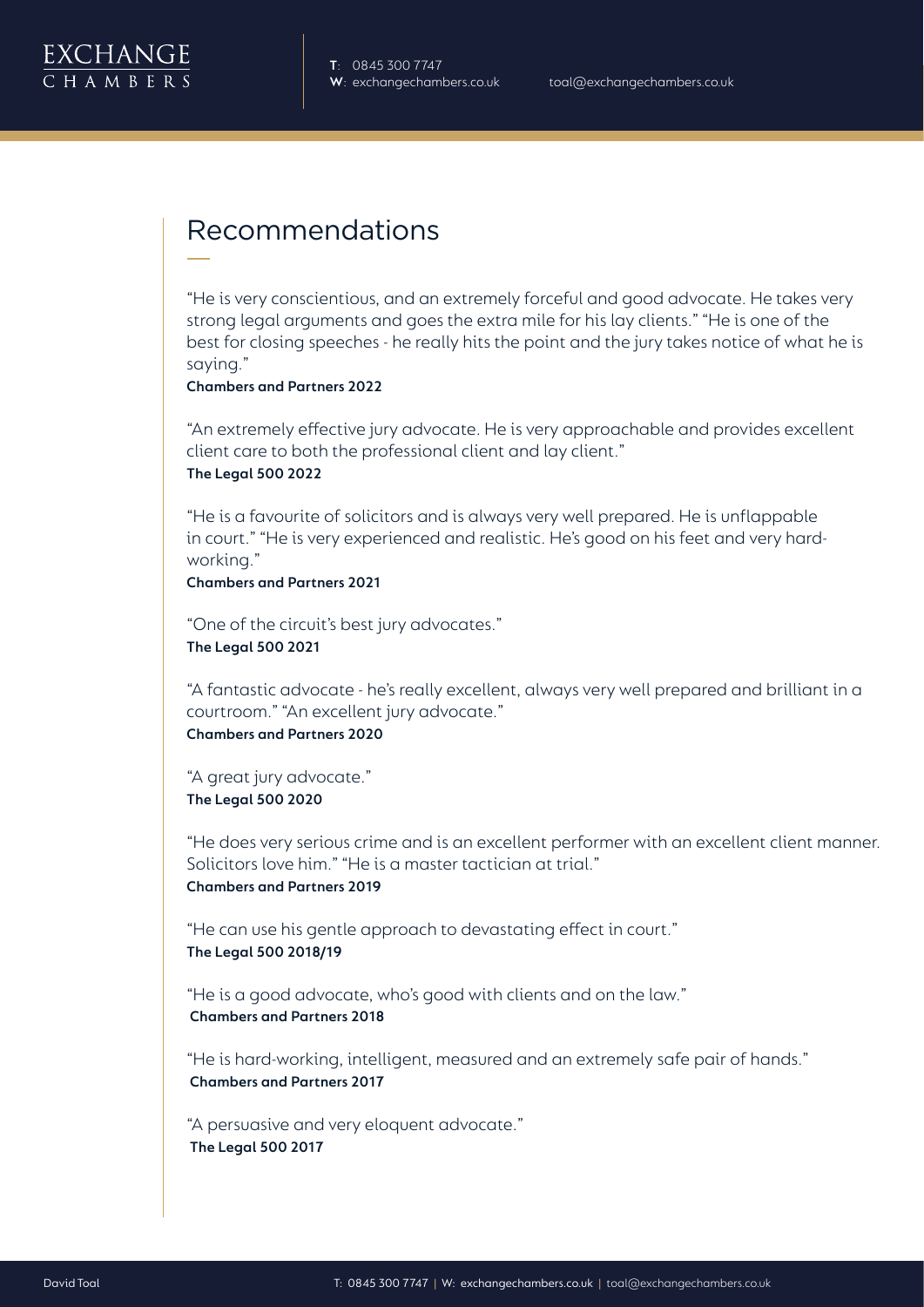## Recommendations

"He is very conscientious, and an extremely forceful and good advocate. He takes very strong legal arguments and goes the extra mile for his lay clients." "He is one of the best for closing speeches - he really hits the point and the jury takes notice of what he is saying."
**Chambers and Partners 2022**

"An extremely effective jury advocate. He is very approachable and provides excellent client care to both the professional client and lay client."
**The Legal 500 2022**

"He is a favourite of solicitors and is always very well prepared. He is unflappable in court." "He is very experienced and realistic. He's good on his feet and very hard-working."
**Chambers and Partners 2021**

"One of the circuit's best jury advocates."
**The Legal 500 2021**

"A fantastic advocate - he's really excellent, always very well prepared and brilliant in a courtroom." "An excellent jury advocate."
**Chambers and Partners 2020**

"A great jury advocate."
**The Legal 500 2020**

"He does very serious crime and is an excellent performer with an excellent client manner. Solicitors love him." "He is a master tactician at trial."
**Chambers and Partners 2019**

"He can use his gentle approach to devastating effect in court."
**The Legal 500 2018/19**

"He is a good advocate, who's good with clients and on the law."
**Chambers and Partners 2018**

"He is hard-working, intelligent, measured and an extremely safe pair of hands."
**Chambers and Partners 2017**

"A persuasive and very eloquent advocate."
**The Legal 500 2017**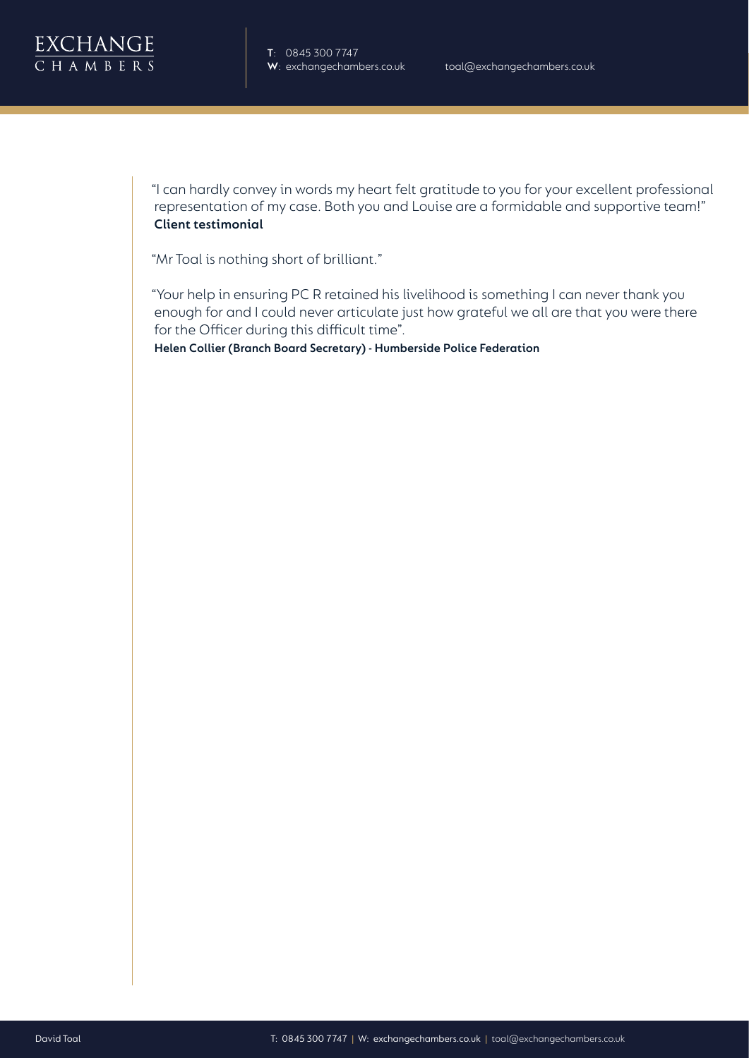"I can hardly convey in words my heart felt gratitude to you for your excellent professional representation of my case. Both you and Louise are a formidable and supportive team!"
**Client testimonial**

"Mr Toal is nothing short of brilliant."

"Your help in ensuring PC R retained his livelihood is something I can never thank you enough for and I could never articulate just how grateful we all are that you were there for the Officer during this difficult time".
**Helen Collier (Branch Board Secretary) - Humberside Police Federation**